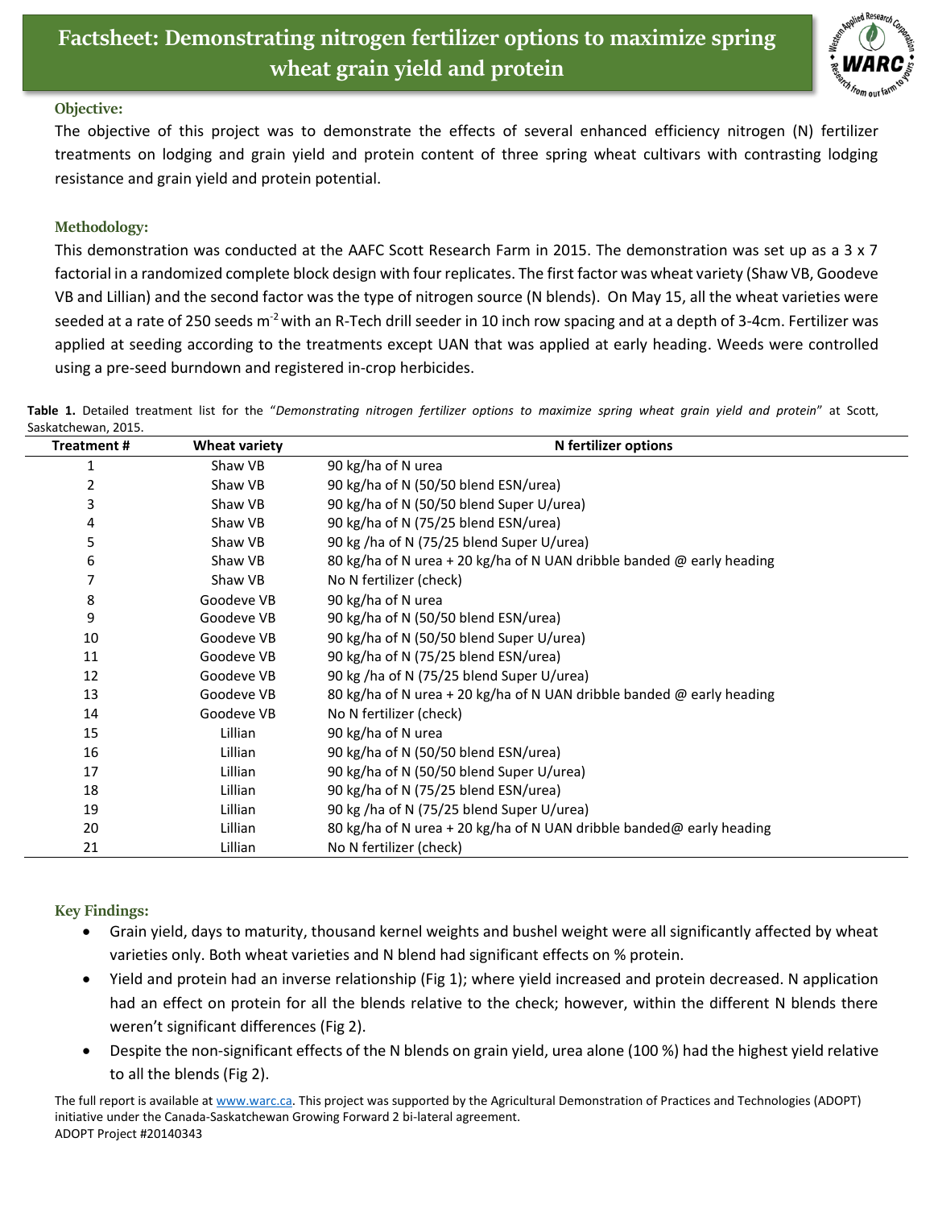# Factsheet: Demonstrating nitrogen fertilizer options to maximize spring wheat grain yield and protein

## Objective:

The objective of this project was to demonstrate the effects of several enhanced efficiency nitrogen (N) fertilizer treatments on lodging and grain yield and protein content of three spring wheat cultivars with contrasting lodging resistance and grain yield and protein potential.

## Methodology:

This demonstration was conducted at the AAFC Scott Research Farm in 2015. The demonstration was set up as a 3 x 7 factorial in a randomized complete block design with four replicates. The first factor was wheat variety (Shaw VB, Goodeve VB and Lillian) and the second factor was the type of nitrogen source (N blends). On May 15, all the wheat varieties were seeded at a rate of 250 seeds $m^{-2}$ with an R-Tech drill seeder in 10 inch row spacing and at a depth of 3-4cm. Fertilizer was applied at seeding according to the treatments except UAN that was applied at early heading. Weeds were controlled using a pre-seed burndown and registered in-crop herbicides.

**Table 1.** Detailed treatment list for the "*Demonstrating nitrogen fertilizer options to maximize spring wheat grain yield and protein*" at Scott, Saskatchewan, 2015.

| Treatment # | Wheat variety | N fertilizer options |
|---|---|---|
| 1 | Shaw VB | 90 kg/ha of N urea |
| 2 | Shaw VB | 90 kg/ha of N (50/50 blend ESN/urea) |
| 3 | Shaw VB | 90 kg/ha of N (50/50 blend Super U/urea) |
| 4 | Shaw VB | 90 kg/ha of N (75/25 blend ESN/urea) |
| 5 | Shaw VB | 90 kg /ha of N (75/25 blend Super U/urea) |
| 6 | Shaw VB | 80 kg/ha of N urea + 20 kg/ha of N UAN dribble banded @ early heading |
| 7 | Shaw VB | No N fertilizer (check) |
| 8 | Goodeve VB | 90 kg/ha of N urea |
| 9 | Goodeve VB | 90 kg/ha of N (50/50 blend ESN/urea) |
| 10 | Goodeve VB | 90 kg/ha of N (50/50 blend Super U/urea) |
| 11 | Goodeve VB | 90 kg/ha of N (75/25 blend ESN/urea) |
| 12 | Goodeve VB | 90 kg /ha of N (75/25 blend Super U/urea) |
| 13 | Goodeve VB | 80 kg/ha of N urea + 20 kg/ha of N UAN dribble banded @ early heading |
| 14 | Goodeve VB | No N fertilizer (check) |
| 15 | Lillian | 90 kg/ha of N urea |
| 16 | Lillian | 90 kg/ha of N (50/50 blend ESN/urea) |
| 17 | Lillian | 90 kg/ha of N (50/50 blend Super U/urea) |
| 18 | Lillian | 90 kg/ha of N (75/25 blend ESN/urea) |
| 19 | Lillian | 90 kg /ha of N (75/25 blend Super U/urea) |
| 20 | Lillian | 80 kg/ha of N urea + 20 kg/ha of N UAN dribble banded@ early heading |
| 21 | Lillian | No N fertilizer (check) |

## Key Findings:

- Grain yield, days to maturity, thousand kernel weights and bushel weight were all significantly affected by wheat varieties only. Both wheat varieties and N blend had significant effects on % protein.
- Yield and protein had an inverse relationship (Fig 1); where yield increased and protein decreased. N application had an effect on protein for all the blends relative to the check; however, within the different N blends there weren't significant differences (Fig 2).
- Despite the non-significant effects of the N blends on grain yield, urea alone (100 %) had the highest yield relative to all the blends (Fig 2).

The full report is available at www.warc.ca. This project was supported by the Agricultural Demonstration of Practices and Technologies (ADOPT) initiative under the Canada-Saskatchewan Growing Forward 2 bi-lateral agreement.
ADOPT Project #20140343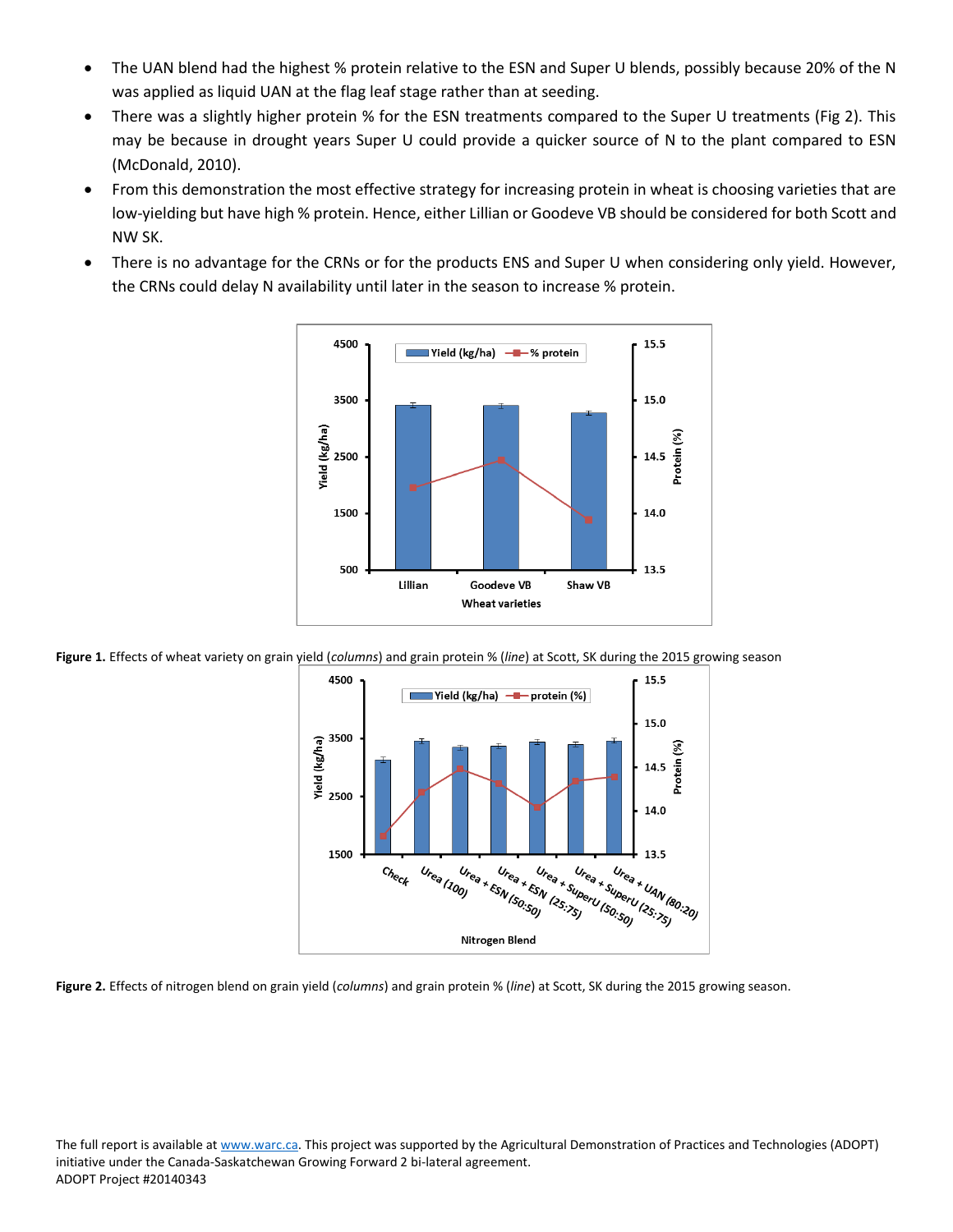- The UAN blend had the highest % protein relative to the ESN and Super U blends, possibly because 20% of the N was applied as liquid UAN at the flag leaf stage rather than at seeding.
- There was a slightly higher protein % for the ESN treatments compared to the Super U treatments (Fig 2). This may be because in drought years Super U could provide a quicker source of N to the plant compared to ESN (McDonald, 2010).
- From this demonstration the most effective strategy for increasing protein in wheat is choosing varieties that are low-yielding but have high % protein. Hence, either Lillian or Goodeve VB should be considered for both Scott and NW SK.
- There is no advantage for the CRNs or for the products ENS and Super U when considering only yield. However, the CRNs could delay N availability until later in the season to increase % protein.

Yield (kg/ha)
% protein
4500
3500
2500
1500
500
15.5
15.0
14.5
14.0
13.5
Yield (kg/ha)
Protein (%)
Lillian
Goodeve VB
Shaw VB
Wheat varieties

**Figure 1.** Effects of wheat variety on grain yield (*columns*) and grain protein % (*line*) at Scott, SK during the 2015 growing season

Yield (kg/ha)
protein (%)
4500
3500
2500
1500
15.5
15.0
14.5
14.0
13.5
Yield (kg/ha)
Protein (%)
Check
Urea (100)
Urea + ESN (50:50)
Urea + ESN (25:75)
Urea + SuperU (50:50)
Urea + SuperU (25:75)
Urea + UAN (80:20)
Nitrogen Blend

**Figure 2.** Effects of nitrogen blend on grain yield (*columns*) and grain protein % (*line*) at Scott, SK during the 2015 growing season.

The full report is available at www.warc.ca. This project was supported by the Agricultural Demonstration of Practices and Technologies (ADOPT) initiative under the Canada-Saskatchewan Growing Forward 2 bi-lateral agreement.
ADOPT Project #20140343